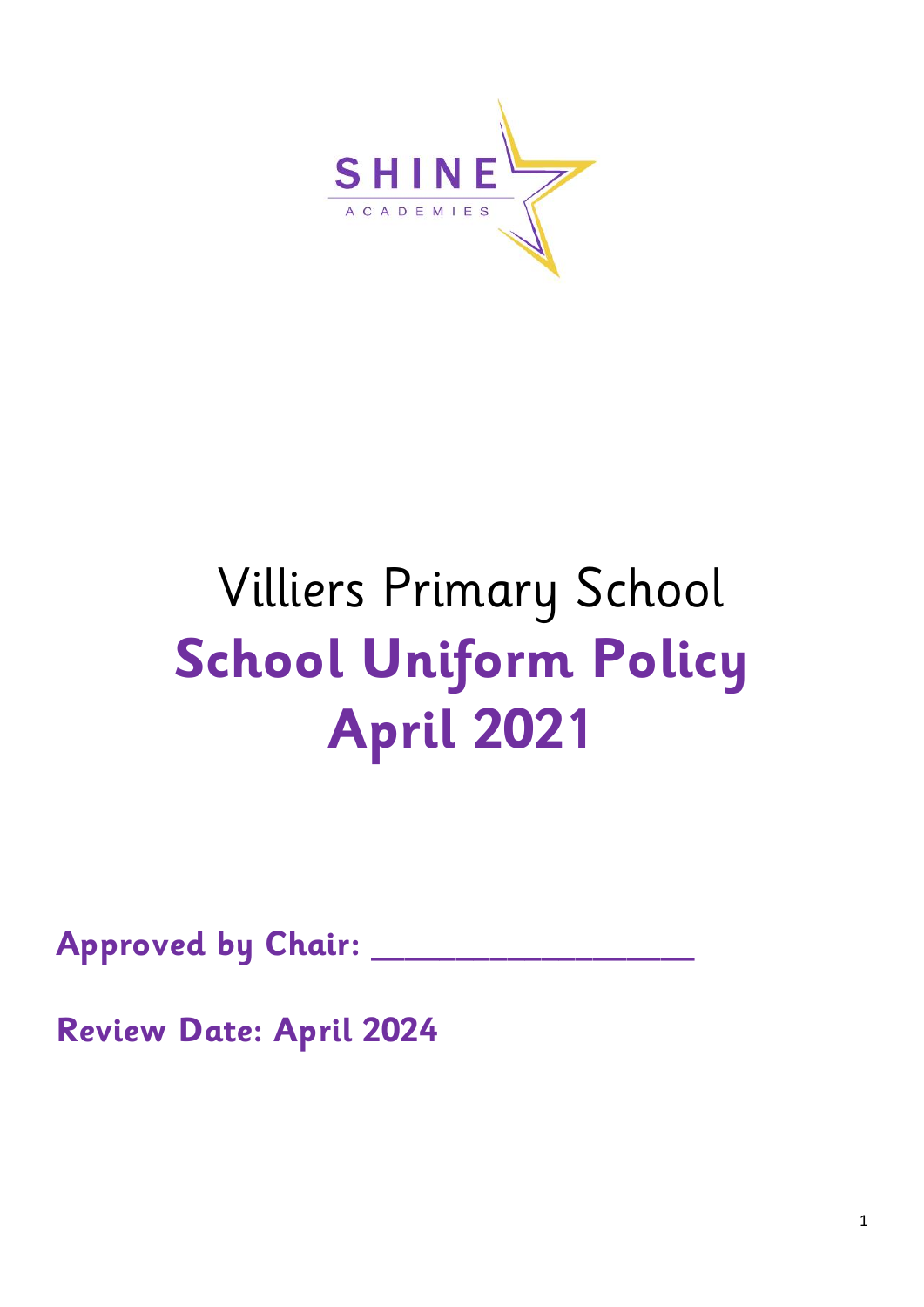SHINE

ACADEMIES

# Villiers Primary School

# School Uniform Policy

# April 2021

**Approved by Chair: ___________________**

**Review Date: April 2024**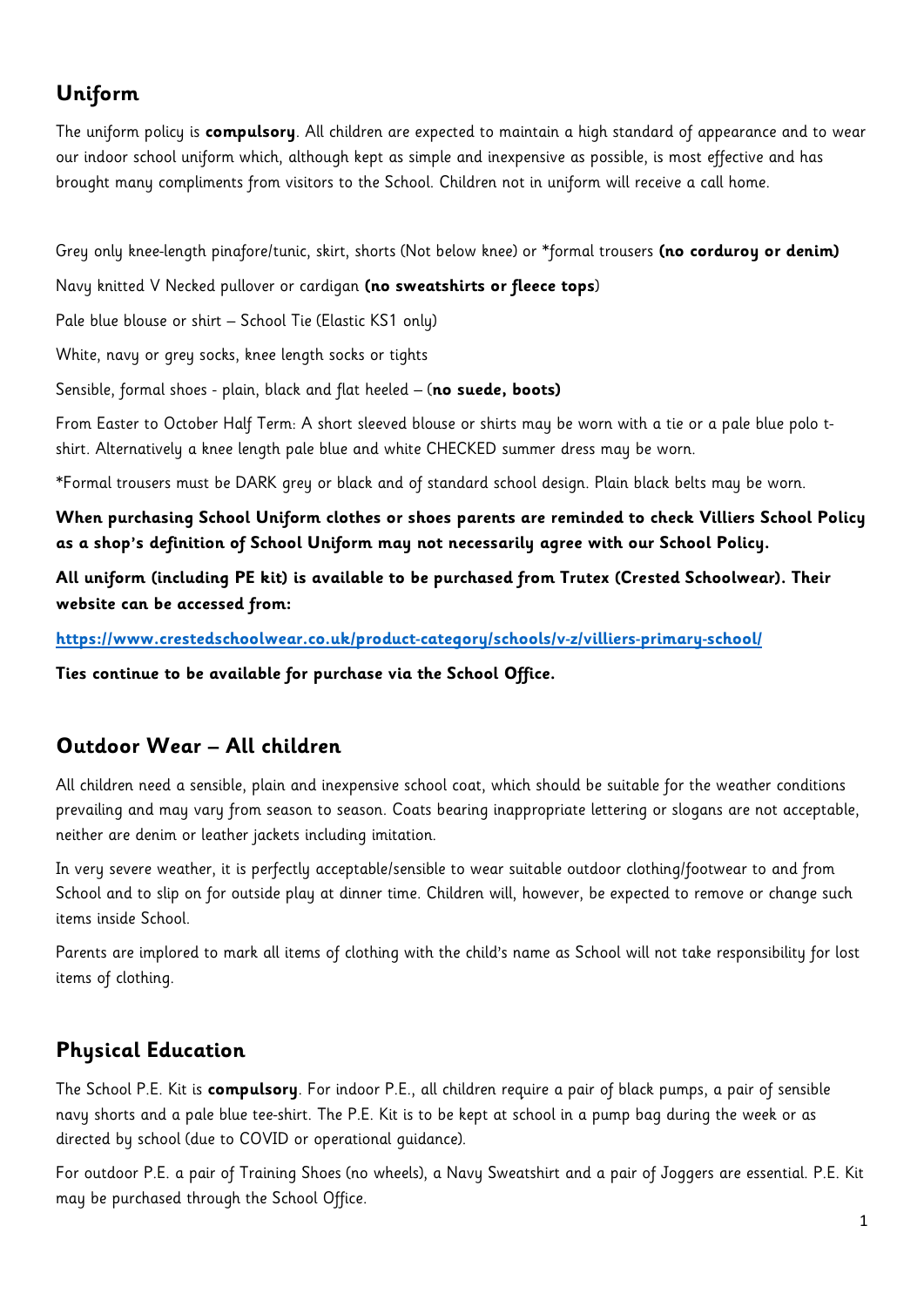## Uniform

The uniform policy is **compulsory**. All children are expected to maintain a high standard of appearance and to wear our indoor school uniform which, although kept as simple and inexpensive as possible, is most effective and has brought many compliments from visitors to the School. Children not in uniform will receive a call home.

Grey only knee-length pinafore/tunic, skirt, shorts (Not below knee) or *formal trousers **(no corduroy or denim)**

Navy knitted V Necked pullover or cardigan **(no sweatshirts or fleece tops**)

Pale blue blouse or shirt – School Tie (Elastic KS1 only)

White, navy or grey socks, knee length socks or tights

Sensible, formal shoes - plain, black and flat heeled – (**no suede, boots)**

From Easter to October Half Term: A short sleeved blouse or shirts may be worn with a tie or a pale blue polo t-shirt. Alternatively a knee length pale blue and white CHECKED summer dress may be worn.

*Formal trousers must be DARK grey or black and of standard school design. Plain black belts may be worn.

**When purchasing School Uniform clothes or shoes parents are reminded to check Villiers School Policy as a shop's definition of School Uniform may not necessarily agree with our School Policy.**

**All uniform (including PE kit) is available to be purchased from Trutex (Crested Schoolwear). Their website can be accessed from:**

**https://www.crestedschoolwear.co.uk/product-category/schools/v-z/villiers-primary-school/**

**Ties continue to be available for purchase via the School Office.**

## Outdoor Wear – All children

All children need a sensible, plain and inexpensive school coat, which should be suitable for the weather conditions prevailing and may vary from season to season. Coats bearing inappropriate lettering or slogans are not acceptable, neither are denim or leather jackets including imitation.

In very severe weather, it is perfectly acceptable/sensible to wear suitable outdoor clothing/footwear to and from School and to slip on for outside play at dinner time. Children will, however, be expected to remove or change such items inside School.

Parents are implored to mark all items of clothing with the child's name as School will not take responsibility for lost items of clothing.

## Physical Education

The School P.E. Kit is **compulsory**. For indoor P.E., all children require a pair of black pumps, a pair of sensible navy shorts and a pale blue tee-shirt. The P.E. Kit is to be kept at school in a pump bag during the week or as directed by school (due to COVID or operational guidance).

For outdoor P.E. a pair of Training Shoes (no wheels), a Navy Sweatshirt and a pair of Joggers are essential. P.E. Kit may be purchased through the School Office.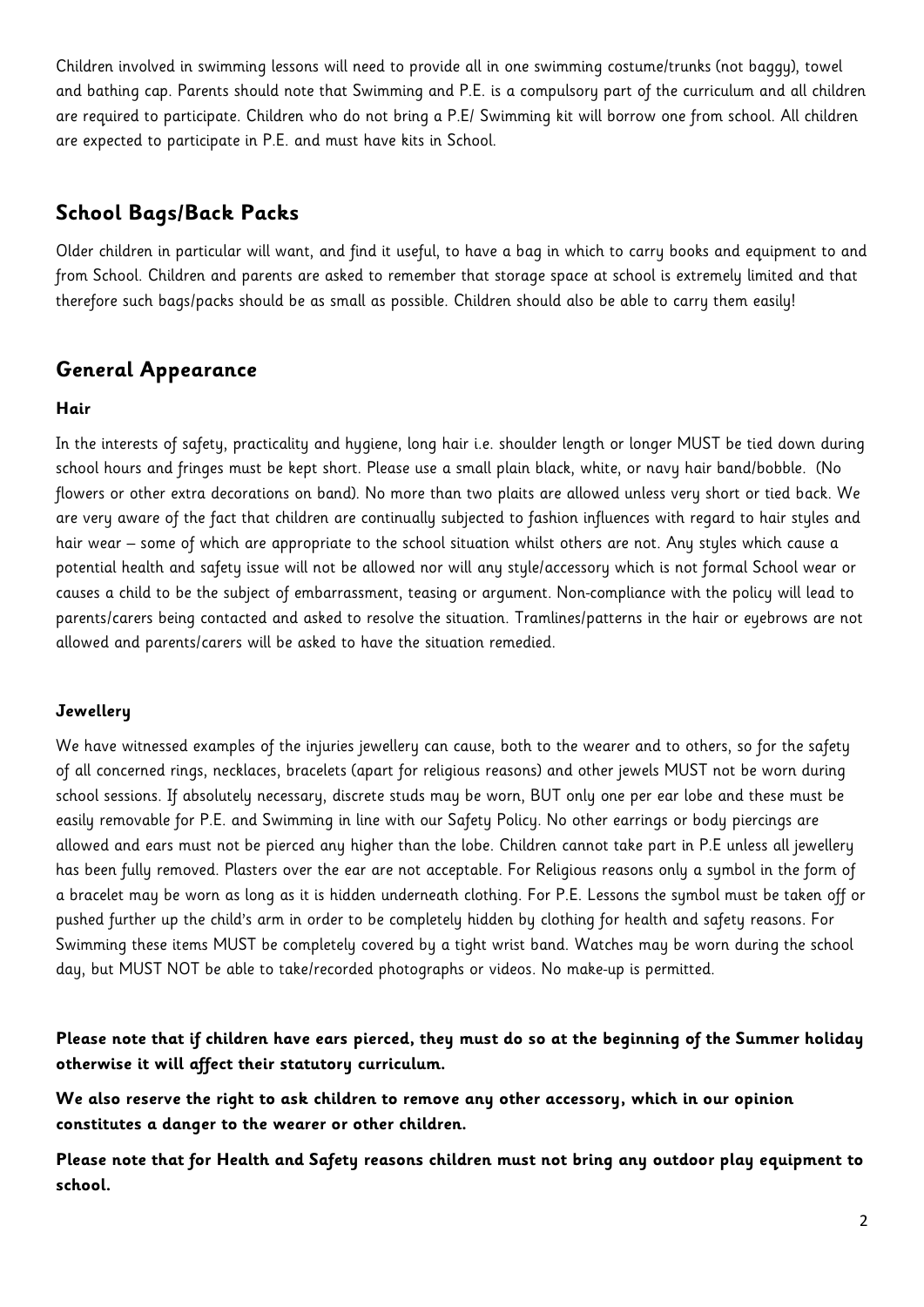Children involved in swimming lessons will need to provide all in one swimming costume/trunks (not baggy), towel and bathing cap. Parents should note that Swimming and P.E. is a compulsory part of the curriculum and all children are required to participate. Children who do not bring a P.E/ Swimming kit will borrow one from school. All children are expected to participate in P.E. and must have kits in School.

## School Bags/Back Packs

Older children in particular will want, and find it useful, to have a bag in which to carry books and equipment to and from School. Children and parents are asked to remember that storage space at school is extremely limited and that therefore such bags/packs should be as small as possible. Children should also be able to carry them easily!

## General Appearance

### Hair

In the interests of safety, practicality and hygiene, long hair i.e. shoulder length or longer MUST be tied down during school hours and fringes must be kept short. Please use a small plain black, white, or navy hair band/bobble. (No flowers or other extra decorations on band). No more than two plaits are allowed unless very short or tied back. We are very aware of the fact that children are continually subjected to fashion influences with regard to hair styles and hair wear – some of which are appropriate to the school situation whilst others are not. Any styles which cause a potential health and safety issue will not be allowed nor will any style/accessory which is not formal School wear or causes a child to be the subject of embarrassment, teasing or argument. Non-compliance with the policy will lead to parents/carers being contacted and asked to resolve the situation. Tramlines/patterns in the hair or eyebrows are not allowed and parents/carers will be asked to have the situation remedied.

### Jewellery

We have witnessed examples of the injuries jewellery can cause, both to the wearer and to others, so for the safety of all concerned rings, necklaces, bracelets (apart for religious reasons) and other jewels MUST not be worn during school sessions. If absolutely necessary, discrete studs may be worn, BUT only one per ear lobe and these must be easily removable for P.E. and Swimming in line with our Safety Policy. No other earrings or body piercings are allowed and ears must not be pierced any higher than the lobe. Children cannot take part in P.E unless all jewellery has been fully removed. Plasters over the ear are not acceptable. For Religious reasons only a symbol in the form of a bracelet may be worn as long as it is hidden underneath clothing. For P.E. Lessons the symbol must be taken off or pushed further up the child's arm in order to be completely hidden by clothing for health and safety reasons. For Swimming these items MUST be completely covered by a tight wrist band. Watches may be worn during the school day, but MUST NOT be able to take/recorded photographs or videos. No make-up is permitted.

**Please note that if children have ears pierced, they must do so at the beginning of the Summer holiday otherwise it will affect their statutory curriculum.**

**We also reserve the right to ask children to remove any other accessory, which in our opinion constitutes a danger to the wearer or other children.**

**Please note that for Health and Safety reasons children must not bring any outdoor play equipment to school.**